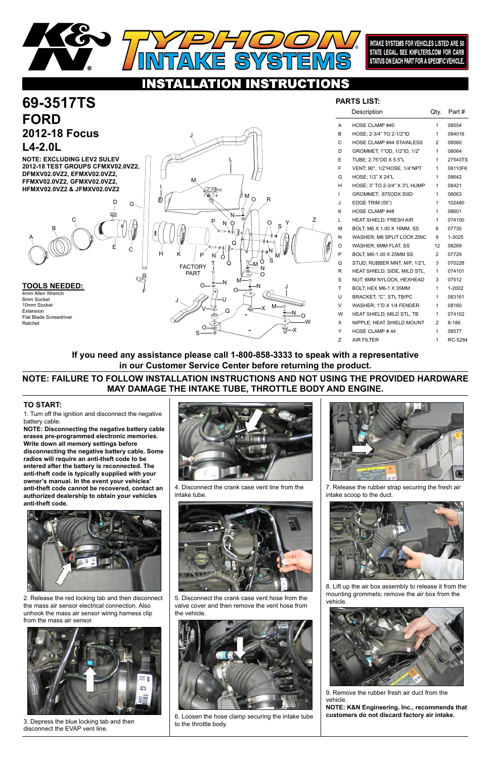# K&N TYPHOON INTAKE SYSTEMS

INTAKE SYSTEMS FOR VEHICLES LISTED ARE 50 STATE LEGAL. SEE KNFILTERS.COM FOR CARB STATUS ON EACH PART FOR A SPECIFIC VEHICLE.

## INSTALLATION INSTRUCTIONS

# 69-3517TS
# FORD
## 2012-18 Focus
## L4-2.0L

**NOTE: EXCLUDING LEV2 SULEV 2012-18 TEST GROUPS CFMXV02.0VZ2, DFMXV02.0VZ2, EFMXV02.0VZ2, FFMXV02.0VZ2, GFMXV02.0VZ2, HFMXV02.0VZ2 & JFMXV02.0VZ2**

FACTORY PART

### TOOLS NEEDED:

4mm Allen Wrench
8mm Socket
10mm Socket
Extension
Flat Blade Screwdriver
Ratchet

### PARTS LIST:

| | Description | Qty. | Part # |
|---|---|---|---|
| A | HOSE CLAMP #40 | 1 | 08554 |
| B | HOSE; 2-3/4" TO 2-1/2"ID | 1 | 084016 |
| C | HOSE CLAMP #44 STAINLESS | 2 | 08560 |
| D | GROMMET; 1"OD, 1/2"ID, 1/2" | 1 | 08064 |
| E | TUBE; 2.75"OD X 5.5"L | 1 | 27543TS |
| F | VENT; 90°, 1/2"HOSE, 1/4"NPT | 1 | 08110FK |
| G | HOSE; 1/2" X 24"L | 1 | 08642 |
| H | HOSE; 3" TO 2-3/4" X 3"L HUMP | 1 | 08421 |
| I | GROMMET; .875ODX.50ID | 1 | 08063 |
| J | EDGE TRIM (55") | 1 | 102480 |
| K | HOSE CLAMP #48 | 1 | 08601 |
| L | HEAT SHIELD; FRESH AIR | 1 | 074100 |
| M | BOLT; M6 X 1.00 X 16MM, SS | 6 | 07730 |
| N | WASHER; M6 SPLIT LOCK ZINC | 9 | 1-3025 |
| O | WASHER; 6MM FLAT, SS | 12 | 08269 |
| P | BOLT; M6-1.00 X 25MM SS | 2 | 07729 |
| Q | STUD; RUBBER MNT, M/F, 1/2"L | 3 | 070228 |
| R | HEAT SHIELD; SIDE, MILD STL, | 1 | 074101 |
| S | NUT; 6MM NYLOCK, HEXHEAD | 3 | 07512 |
| T | BOLT; HEX M6-1 X 35MM | 1 | 1-2002 |
| U | BRACKET; "C", STL TB/PC | 1 | 083161 |
| V | WASHER; 1"D X 1/4 FENDER | 1 | 08160 |
| W | HEAT SHIELD; MILD STL, TB | 1 | 074102 |
| X | NIPPLE; HEAT SHIELD MOUNT | 2 | 8-186 |
| Y | HOSE CLAMP # 44 | 1 | 08577 |
| Z | AIR FILTER | 1 | RC-5284 |

**If you need any assistance please call 1-800-858-3333 to speak with a representative in our Customer Service Center before returning the product.**

**NOTE: FAILURE TO FOLLOW INSTALLATION INSTRUCTIONS AND NOT USING THE PROVIDED HARDWARE MAY DAMAGE THE INTAKE TUBE, THROTTLE BODY AND ENGINE.**

### TO START:

1. Turn off the ignition and disconnect the negative battery cable.

**NOTE: Disconnecting the negative battery cable erases pre-programmed electronic memories. Write down all memory settings before disconnecting the negative battery cable. Some radios will require an anti-theft code to be entered after the battery is reconnected. The anti-theft code is typically supplied with your owner's manual. In the event your vehicles' anti-theft code cannot be recovered, contact an authorized dealership to obtain your vehicles anti-theft code.**

2. Release the red locking tab and then disconnect the mass air sensor electrical connection. Also unhook the mass air sensor wiring harness clip from the mass air sensor.

3. Depress the blue locking tab and then disconnect the EVAP vent line.

4. Disconnect the crank case vent line from the intake tube.

5. Disconnect the crank case vent hose from the valve cover and then remove the vent hose from the vehicle.

6. Loosen the hose clamp securing the intake tube to the throttle body.

7. Release the rubber strap securing the fresh air intake scoop to the duct.

8. Lift up the air box assembly to release it from the mounting grommets; remove the air box from the vehicle.

9. Remove the rubber fresh air duct from the vehicle.

**NOTE: K&N Engineering, Inc., recommends that customers do not discard factory air intake.**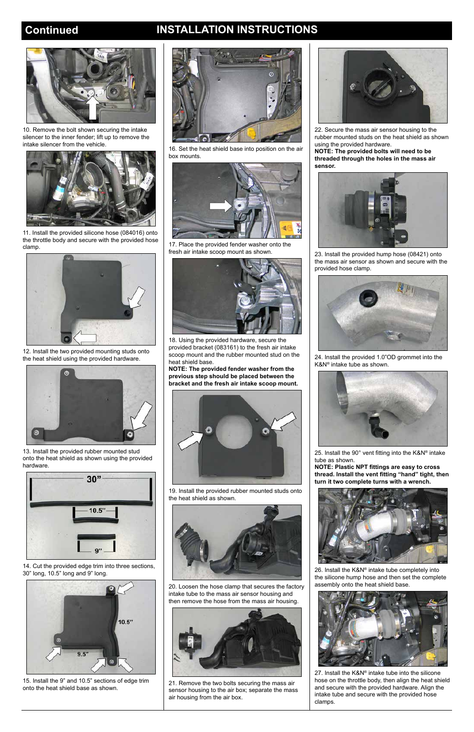# Continued INSTALLATION INSTRUCTIONS

10. Remove the bolt shown securing the intake silencer to the inner fender; lift up to remove the intake silencer from the vehicle.

11. Install the provided silicone hose (084016) onto the throttle body and secure with the provided hose clamp.

12. Install the two provided mounting studs onto the heat shield using the provided hardware.

13. Install the provided rubber mounted stud onto the heat shield as shown using the provided hardware.

30”

10.5”

9”

14. Cut the provided edge trim into three sections, 30” long, 10.5” long and 9” long.

10.5”

9.5”

15. Install the 9” and 10.5” sections of edge trim onto the heat shield base as shown.

16. Set the heat shield base into position on the air box mounts.

17. Place the provided fender washer onto the fresh air intake scoop mount as shown.

18. Using the provided hardware, secure the provided bracket (083161) to the fresh air intake scoop mount and the rubber mounted stud on the heat shield base.
**NOTE: The provided fender washer from the previous step should be placed between the bracket and the fresh air intake scoop mount.**

19. Install the provided rubber mounted studs onto the heat shield as shown.

20. Loosen the hose clamp that secures the factory intake tube to the mass air sensor housing and then remove the hose from the mass air housing.

21. Remove the two bolts securing the mass air sensor housing to the air box; separate the mass air housing from the air box.

22. Secure the mass air sensor housing to the rubber mounted studs on the heat shield as shown using the provided hardware.
**NOTE: The provided bolts will need to be threaded through the holes in the mass air sensor.**

23. Install the provided hump hose (08421) onto the mass air sensor as shown and secure with the provided hose clamp.

24. Install the provided 1.0”OD grommet into the K&N® intake tube as shown.

25. Install the 90° vent fitting into the K&N® intake tube as shown.
**NOTE: Plastic NPT fittings are easy to cross thread. Install the vent fitting “hand” tight, then turn it two complete turns with a wrench.**

26. Install the K&N® intake tube completely into the silicone hump hose and then set the complete assembly onto the heat shield base.

27. Install the K&N® intake tube into the silicone hose on the throttle body, then align the heat shield and secure with the provided hardware. Align the intake tube and secure with the provided hose clamps.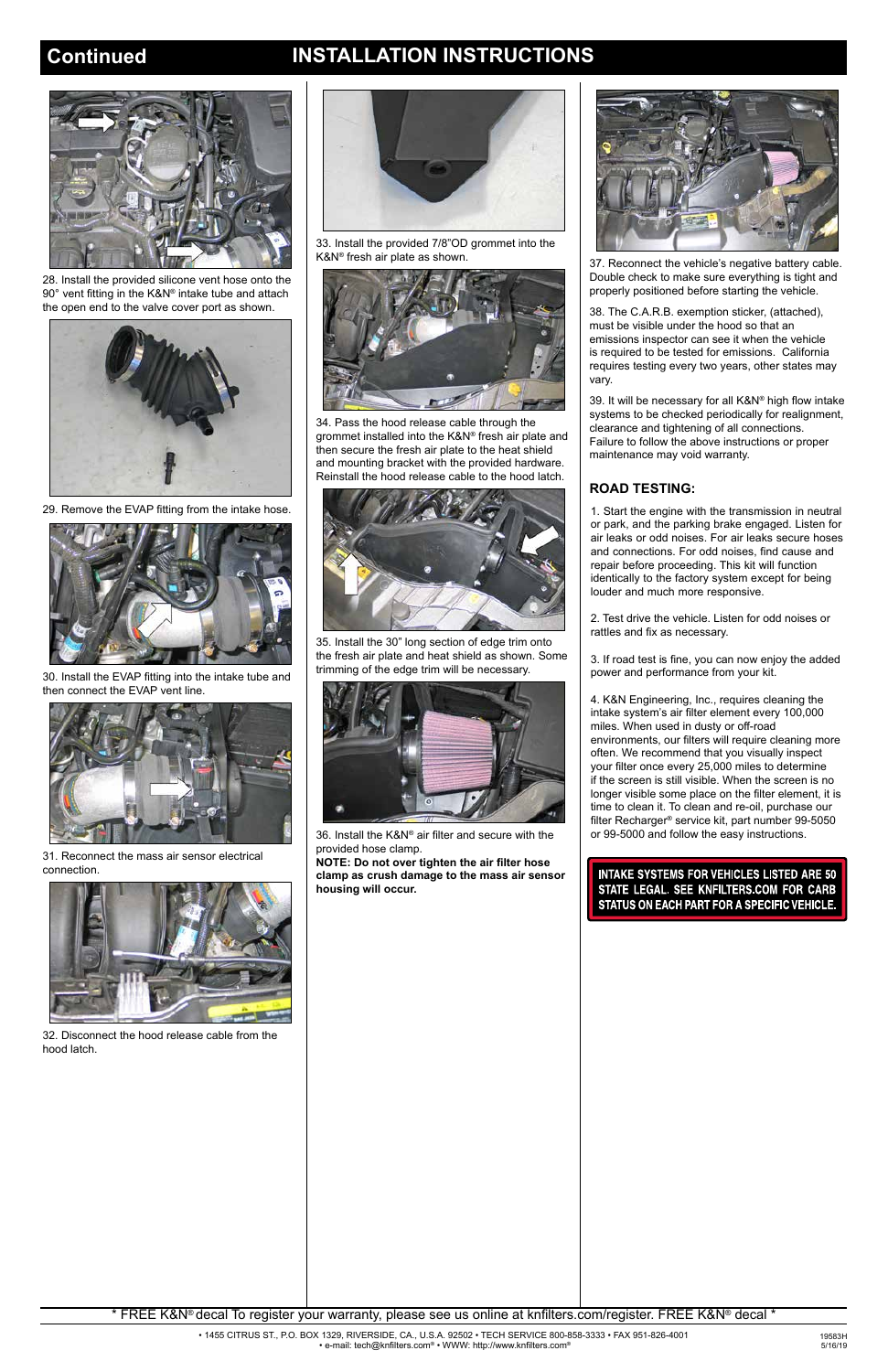## Continued

## INSTALLATION INSTRUCTIONS

28. Install the provided silicone vent hose onto the 90° vent fitting in the K&N® intake tube and attach the open end to the valve cover port as shown.

29. Remove the EVAP fitting from the intake hose.

30. Install the EVAP fitting into the intake tube and then connect the EVAP vent line.

31. Reconnect the mass air sensor electrical connection.

32. Disconnect the hood release cable from the hood latch.

33. Install the provided 7/8"OD grommet into the K&N® fresh air plate as shown.

34. Pass the hood release cable through the grommet installed into the K&N® fresh air plate and then secure the fresh air plate to the heat shield and mounting bracket with the provided hardware. Reinstall the hood release cable to the hood latch.

35. Install the 30" long section of edge trim onto the fresh air plate and heat shield as shown. Some trimming of the edge trim will be necessary.

36. Install the K&N® air filter and secure with the provided hose clamp.
**NOTE: Do not over tighten the air filter hose clamp as crush damage to the mass air sensor housing will occur.**

37. Reconnect the vehicle's negative battery cable. Double check to make sure everything is tight and properly positioned before starting the vehicle.

38. The C.A.R.B. exemption sticker, (attached), must be visible under the hood so that an emissions inspector can see it when the vehicle is required to be tested for emissions. California requires testing every two years, other states may vary.

39. It will be necessary for all K&N® high flow intake systems to be checked periodically for realignment, clearance and tightening of all connections. Failure to follow the above instructions or proper maintenance may void warranty.

### ROAD TESTING:

1. Start the engine with the transmission in neutral or park, and the parking brake engaged. Listen for air leaks or odd noises. For air leaks secure hoses and connections. For odd noises, find cause and repair before proceeding. This kit will function identically to the factory system except for being louder and much more responsive.

2. Test drive the vehicle. Listen for odd noises or rattles and fix as necessary.

3. If road test is fine, you can now enjoy the added power and performance from your kit.

4. K&N Engineering, Inc., requires cleaning the intake system's air filter element every 100,000 miles. When used in dusty or off-road environments, our filters will require cleaning more often. We recommend that you visually inspect your filter once every 25,000 miles to determine if the screen is still visible. When the screen is no longer visible some place on the filter element, it is time to clean it. To clean and re-oil, purchase our filter Recharger® service kit, part number 99-5050 or 99-5000 and follow the easy instructions.

**INTAKE SYSTEMS FOR VEHICLES LISTED ARE 50 STATE LEGAL. SEE KNFILTERS.COM FOR CARB STATUS ON EACH PART FOR A SPECIFIC VEHICLE.**

* FREE K&N® decal To register your warranty, please see us online at knfilters.com/register. FREE K&N® decal *

• 1455 CITRUS ST., P.O. BOX 1329, RIVERSIDE, CA., U.S.A. 92502 • TECH SERVICE 800-858-3333 • FAX 951-826-4001
• e-mail: tech@knfilters.com® • WWW: http://www.knfilters.com®

19583H
5/16/19